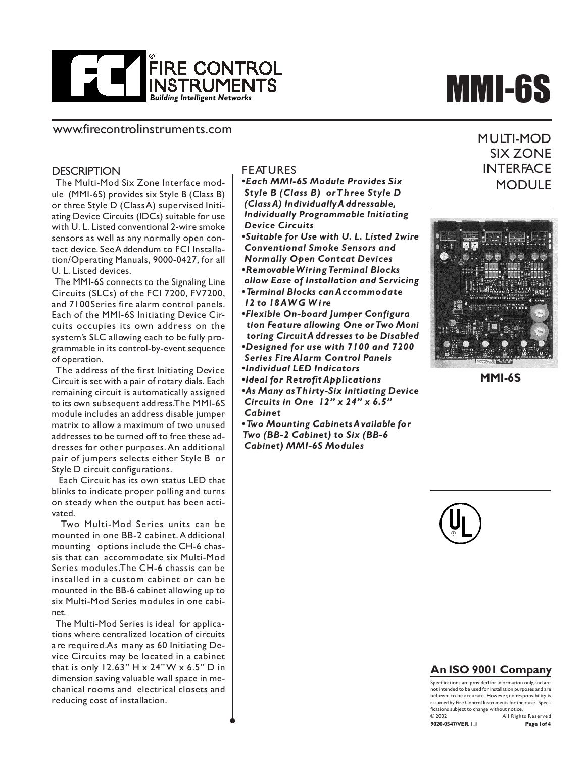# FIRE CONTROL INSTRUMENTS

*Building Intelligent Networks*

# MMI-6S

www.firecontrolinstruments.com

## MULTI-MOD SIX ZONE INTERFACE MODULE

## DESCRIPTION

The Multi-Mod Six Zone Interface module (MMI-6S) provides six Style B (Class B) or three Style D (Class A) supervised Initiating Device Circuits (IDCs) suitable for use with U. L. Listed conventional 2-wire smoke sensors as well as any normally open contact device. See Addendum to FCI Installation/Operating Manuals, 9000-0427, for all U. L. Listed devices.

The MMI-6S connects to the Signaling Line Circuits (SLCs) of the FCI 7200, FV7200, and 7100Series fire alarm control panels. Each of the MMI-6S Initiating Device Circuits occupies its own address on the system's SLC allowing each to be fully programmable in its control-by-event sequence of operation.

The address of the first Initiating Device Circuit is set with a pair of rotary dials. Each remaining circuit is automatically assigned to its own subsequent address.The MMI-6S module includes an address disable jumper matrix to allow a maximum of two unused addresses to be turned off to free these addresses for other purposes. An additional pair of jumpers selects either Style B or Style D circuit configurations.

Each Circuit has its own status LED that blinks to indicate proper polling and turns on steady when the output has been activated.

Two Multi-Mod Series units can be mounted in one BB-2 cabinet. Additional mounting options include the CH-6 chassis that can accommodate six Multi-Mod Series modules.The CH-6 chassis can be installed in a custom cabinet or can be mounted in the BB-6 cabinet allowing up to six Multi-Mod Series modules in one cabinet.

The Multi-Mod Series is ideal for applications where centralized location of circuits are required.As many as 60 Initiating Device Circuits may be located in a cabinet that is only 12.63" H x 24" W x 6.5" D in dimension saving valuable wall space in mechanical rooms and electrical closets and reducing cost of installation.

## FEATURES

- ***Each MMI-6S Module Provides Six Style B (Class B) or Three Style D (Class A) Individually Addressable, Individually Programmable Initiating Device Circuits***
- ***Suitable for Use with U. L. Listed 2wire Conventional Smoke Sensors and Normally Open Contcat Devices***
- ***Removable Wiring Terminal Blocks allow Ease of Installation and Servicing***
- ***Terminal Blocks can Accommodate 12 to 18 AWG Wire***
- ***Flexible On-board Jumper Configuration Feature allowing One or Two Monitoring Circuit Addresses to be Disabled***
- ***Designed for use with 7100 and 7200 Series Fire Alarm Control Panels***
- ***Individual LED Indicators***
- ***Ideal for Retrofit Applications***
- ***As Many as Thirty-Six Initiating Device Circuits in One 12" x 24" x 6.5" Cabinet***
- ***Two Mounting Cabinets Available for Two (BB-2 Cabinet) to Six (BB-6 Cabinet) MMI-6S Modules***

**MMI-6S**

**An ISO 9001 Company**

Specifications are provided for information only, and are not intended to be used for installation purposes and are believed to be accurate. However, no responsibility is assumed by Fire Control Instruments for their use. Specifications subject to change without notice.

© 2002 All Rights Reserved

**9020-0547/VER. 1.1**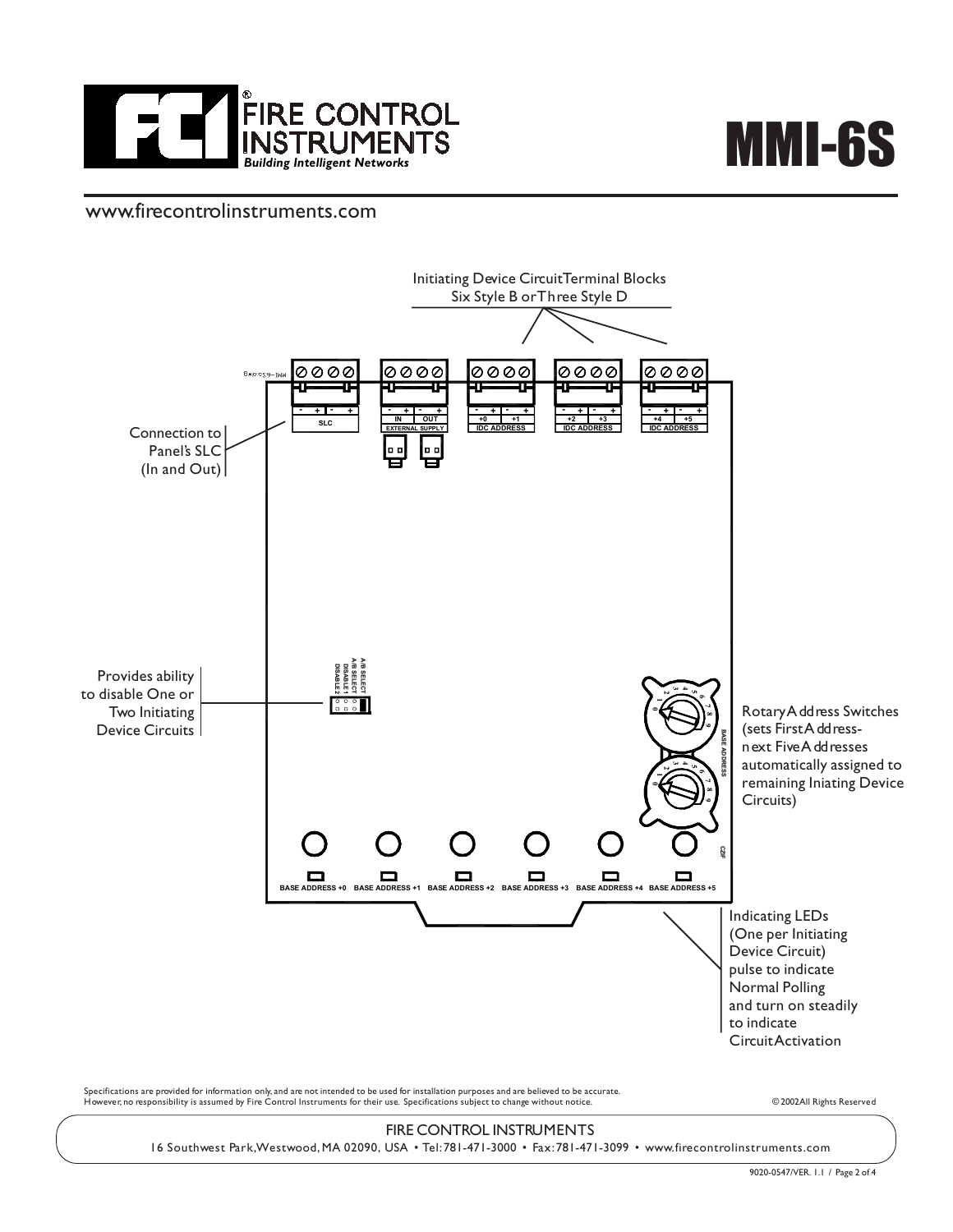# MMI-6S

www.firecontrolinstruments.com

Initiating Device Circuit Terminal Blocks
Six Style B or Three Style D

Connection to Panel's SLC (In and Out)

SLC

IN OUT
EXTERNAL SUPPLY

+0 +1
IDC ADDRESS

+2 +3
IDC ADDRESS

+4 +5
IDC ADDRESS

Provides ability to disable One or Two Initiating Device Circuits

A/B SELECT
A/B SELECT
DISABLE 1
DISABLE 2

Rotary Address Switches (sets First Address- next Five Addresses automatically assigned to remaining Iniating Device Circuits)

BASE ADDRESS

BASE ADDRESS +0 BASE ADDRESS +1 BASE ADDRESS +2 BASE ADDRESS +3 BASE ADDRESS +4 BASE ADDRESS +5

Indicating LEDs (One per Initiating Device Circuit) pulse to indicate Normal Polling and turn on steadily to indicate Circuit Activation

Specifications are provided for information only, and are not intended to be used for installation purposes and are believed to be accurate. However, no responsibility is assumed by Fire Control Instruments for their use. Specifications subject to change without notice.

© 2002 All Rights Reserved

FIRE CONTROL INSTRUMENTS
16 Southwest Park, Westwood, MA 02090, USA • Tel: 781-471-3000 • Fax: 781-471-3099 • www.firecontrolinstruments.com

9020-0547/VER. 1.1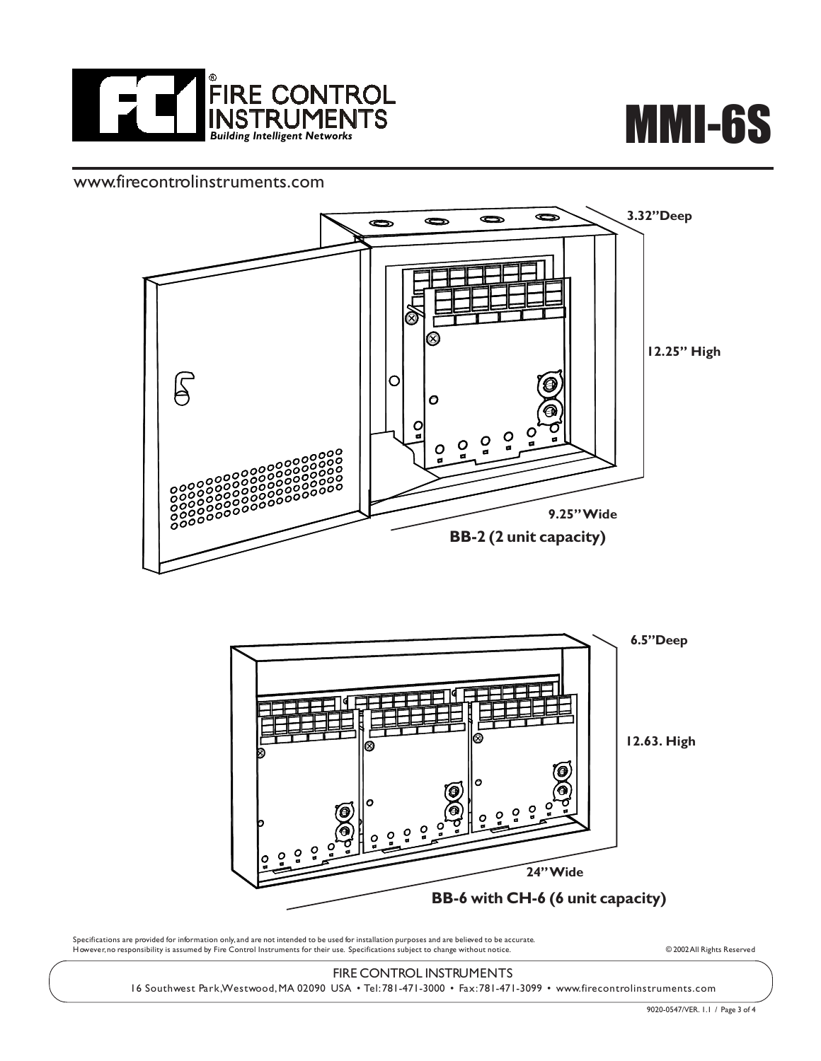# FCI FIRE CONTROL INSTRUMENTS

*Building Intelligent Networks*

# MMI-6S

www.firecontrolinstruments.com

3.32" Deep

12.25" High

9.25" Wide

**BB-2 (2 unit capacity)**

6.5" Deep

12.63. High

24" Wide

**BB-6 with CH-6 (6 unit capacity)**

Specifications are provided for information only, and are not intended to be used for installation purposes and are believed to be accurate. However, no responsibility is assumed by Fire Control Instruments for their use. Specifications subject to change without notice.

© 2002 All Rights Reserved

FIRE CONTROL INSTRUMENTS
16 Southwest Park, Westwood, MA 02090 USA • Tel: 781-471-3000 • Fax: 781-471-3099 • www.firecontrolinstruments.com

9020-0547/VER. 1.1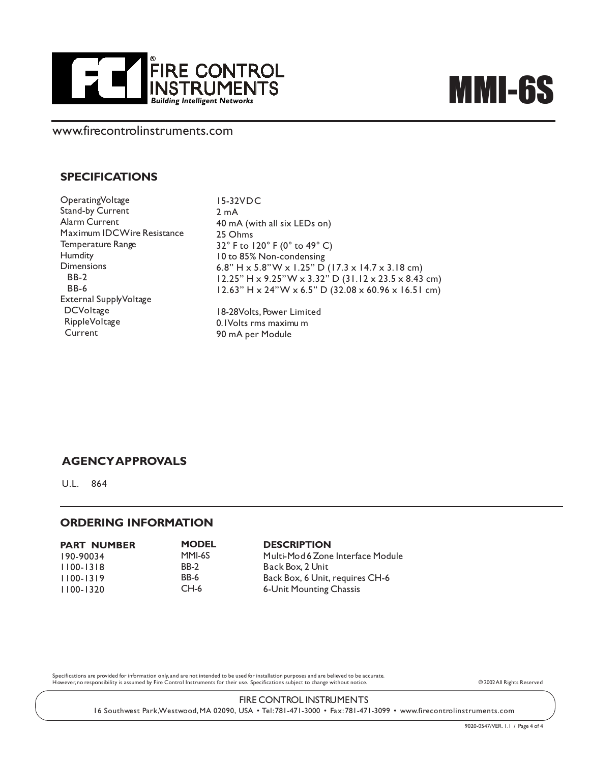**FIRE CONTROL INSTRUMENTS**
*Building Intelligent Networks*

# MMI-6S

www.firecontrolinstruments.com

## SPECIFICATIONS

| | |
|---|---|
| OperatingVoltage | 15-32VDC |
| Stand-by Current | 2 mA |
| Alarm Current | 40 mA (with all six LEDs on) |
| Maximum IDCWire Resistance | 25 Ohms |
| Temperature Range | 32° F to 120° F (0° to 49° C) |
| Humdity | 10 to 85% Non-condensing |
| Dimensions | 6.8" H x 5.8" W x 1.25" D (17.3 x 14.7 x 3.18 cm) |
| BB-2 | 12.25" H x 9.25" W x 3.32" D (31.12 x 23.5 x 8.43 cm) |
| BB-6 | 12.63" H x 24" W x 6.5" D (32.08 x 60.96 x 16.51 cm) |
| External SupplyVoltage | |
| DCVoltage | 18-28Volts, Power Limited |
| RippleVoltage | 0.1Volts rms maximu m |
| Current | 90 mA per Module |

## AGENCY APPROVALS

U.L. 864

## ORDERING INFORMATION

| PART NUMBER | MODEL | DESCRIPTION |
|---|---|---|
| 190-90034 | MMI-6S | Multi-Mod 6 Zone Interface Module |
| 1100-1318 | BB-2 | Back Box, 2 Unit |
| 1100-1319 | BB-6 | Back Box, 6 Unit, requires CH-6 |
| 1100-1320 | CH-6 | 6-Unit Mounting Chassis |

Specifications are provided for information only, and are not intended to be used for installation purposes and are believed to be accurate. However, no responsibility is assumed by Fire Control Instruments for their use. Specifications subject to change without notice.

© 2002 All Rights Reserved

FIRE CONTROL INSTRUMENTS
16 Southwest Park, Westwood, MA 02090, USA • Tel: 781-471-3000 • Fax: 781-471-3099 • www.firecontrolinstruments.com

9020-0547/VER. 1.1